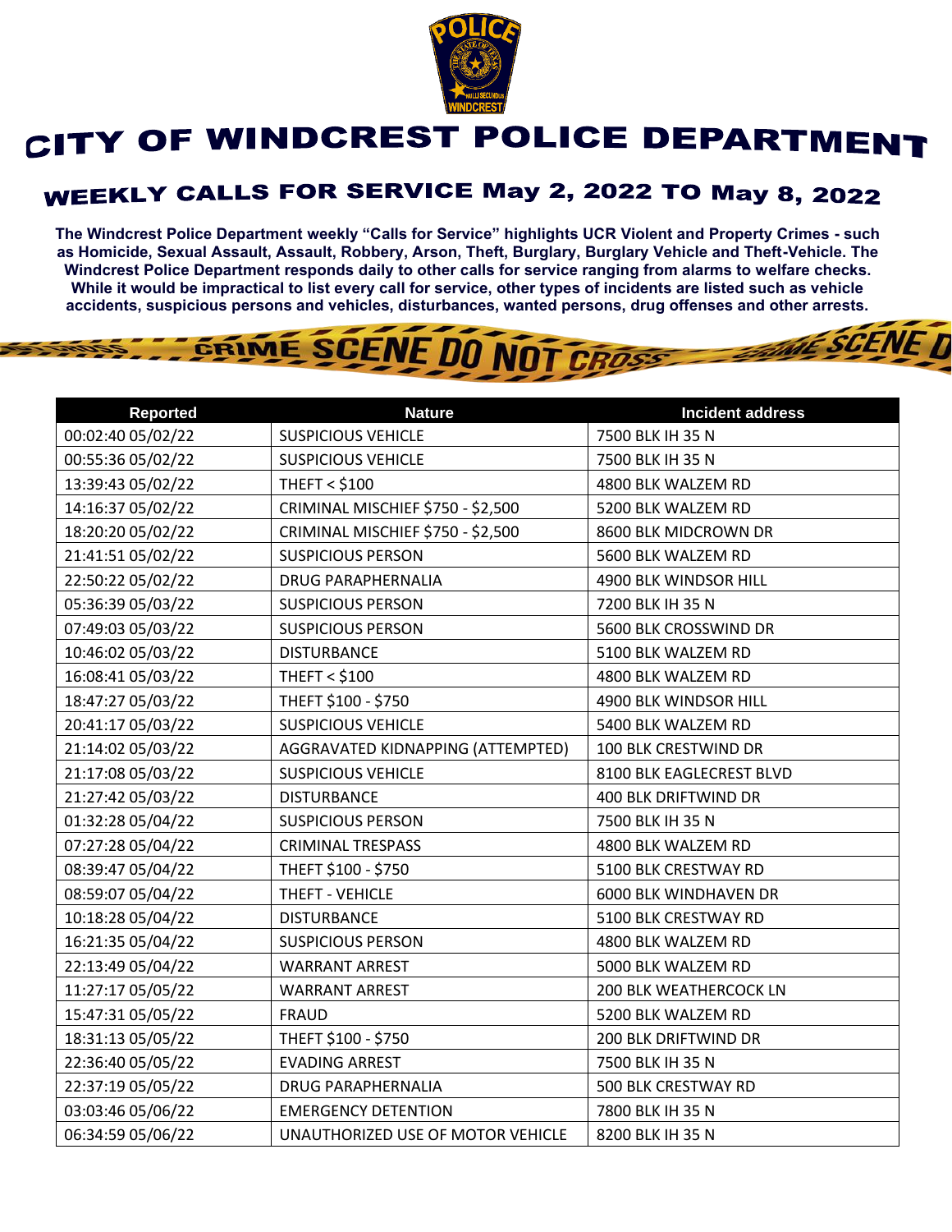# CITY OF WINDCREST POLICE DEPARTMENT

## WEEKLY CALLS FOR SERVICE May 2, 2022 TO May 8, 2022

**The Windcrest Police Department weekly "Calls for Service" highlights UCR Violent and Property Crimes - such as Homicide, Sexual Assault, Assault, Robbery, Arson, Theft, Burglary, Burglary Vehicle and Theft-Vehicle. The Windcrest Police Department responds daily to other calls for service ranging from alarms to welfare checks. While it would be impractical to list every call for service, other types of incidents are listed such as vehicle accidents, suspicious persons and vehicles, disturbances, wanted persons, drug offenses and other arrests.**

| Reported | Nature | Incident address |
|---|---|---|
| 00:02:40 05/02/22 | SUSPICIOUS VEHICLE | 7500 BLK IH 35 N |
| 00:55:36 05/02/22 | SUSPICIOUS VEHICLE | 7500 BLK IH 35 N |
| 13:39:43 05/02/22 | THEFT < $100 | 4800 BLK WALZEM RD |
| 14:16:37 05/02/22 | CRIMINAL MISCHIEF $750 - $2,500 | 5200 BLK WALZEM RD |
| 18:20:20 05/02/22 | CRIMINAL MISCHIEF $750 - $2,500 | 8600 BLK MIDCROWN DR |
| 21:41:51 05/02/22 | SUSPICIOUS PERSON | 5600 BLK WALZEM RD |
| 22:50:22 05/02/22 | DRUG PARAPHERNALIA | 4900 BLK WINDSOR HILL |
| 05:36:39 05/03/22 | SUSPICIOUS PERSON | 7200 BLK IH 35 N |
| 07:49:03 05/03/22 | SUSPICIOUS PERSON | 5600 BLK CROSSWIND DR |
| 10:46:02 05/03/22 | DISTURBANCE | 5100 BLK WALZEM RD |
| 16:08:41 05/03/22 | THEFT < $100 | 4800 BLK WALZEM RD |
| 18:47:27 05/03/22 | THEFT $100 - $750 | 4900 BLK WINDSOR HILL |
| 20:41:17 05/03/22 | SUSPICIOUS VEHICLE | 5400 BLK WALZEM RD |
| 21:14:02 05/03/22 | AGGRAVATED KIDNAPPING (ATTEMPTED) | 100 BLK CRESTWIND DR |
| 21:17:08 05/03/22 | SUSPICIOUS VEHICLE | 8100 BLK EAGLECREST BLVD |
| 21:27:42 05/03/22 | DISTURBANCE | 400 BLK DRIFTWIND DR |
| 01:32:28 05/04/22 | SUSPICIOUS PERSON | 7500 BLK IH 35 N |
| 07:27:28 05/04/22 | CRIMINAL TRESPASS | 4800 BLK WALZEM RD |
| 08:39:47 05/04/22 | THEFT $100 - $750 | 5100 BLK CRESTWAY RD |
| 08:59:07 05/04/22 | THEFT - VEHICLE | 6000 BLK WINDHAVEN DR |
| 10:18:28 05/04/22 | DISTURBANCE | 5100 BLK CRESTWAY RD |
| 16:21:35 05/04/22 | SUSPICIOUS PERSON | 4800 BLK WALZEM RD |
| 22:13:49 05/04/22 | WARRANT ARREST | 5000 BLK WALZEM RD |
| 11:27:17 05/05/22 | WARRANT ARREST | 200 BLK WEATHERCOCK LN |
| 15:47:31 05/05/22 | FRAUD | 5200 BLK WALZEM RD |
| 18:31:13 05/05/22 | THEFT $100 - $750 | 200 BLK DRIFTWIND DR |
| 22:36:40 05/05/22 | EVADING ARREST | 7500 BLK IH 35 N |
| 22:37:19 05/05/22 | DRUG PARAPHERNALIA | 500 BLK CRESTWAY RD |
| 03:03:46 05/06/22 | EMERGENCY DETENTION | 7800 BLK IH 35 N |
| 06:34:59 05/06/22 | UNAUTHORIZED USE OF MOTOR VEHICLE | 8200 BLK IH 35 N |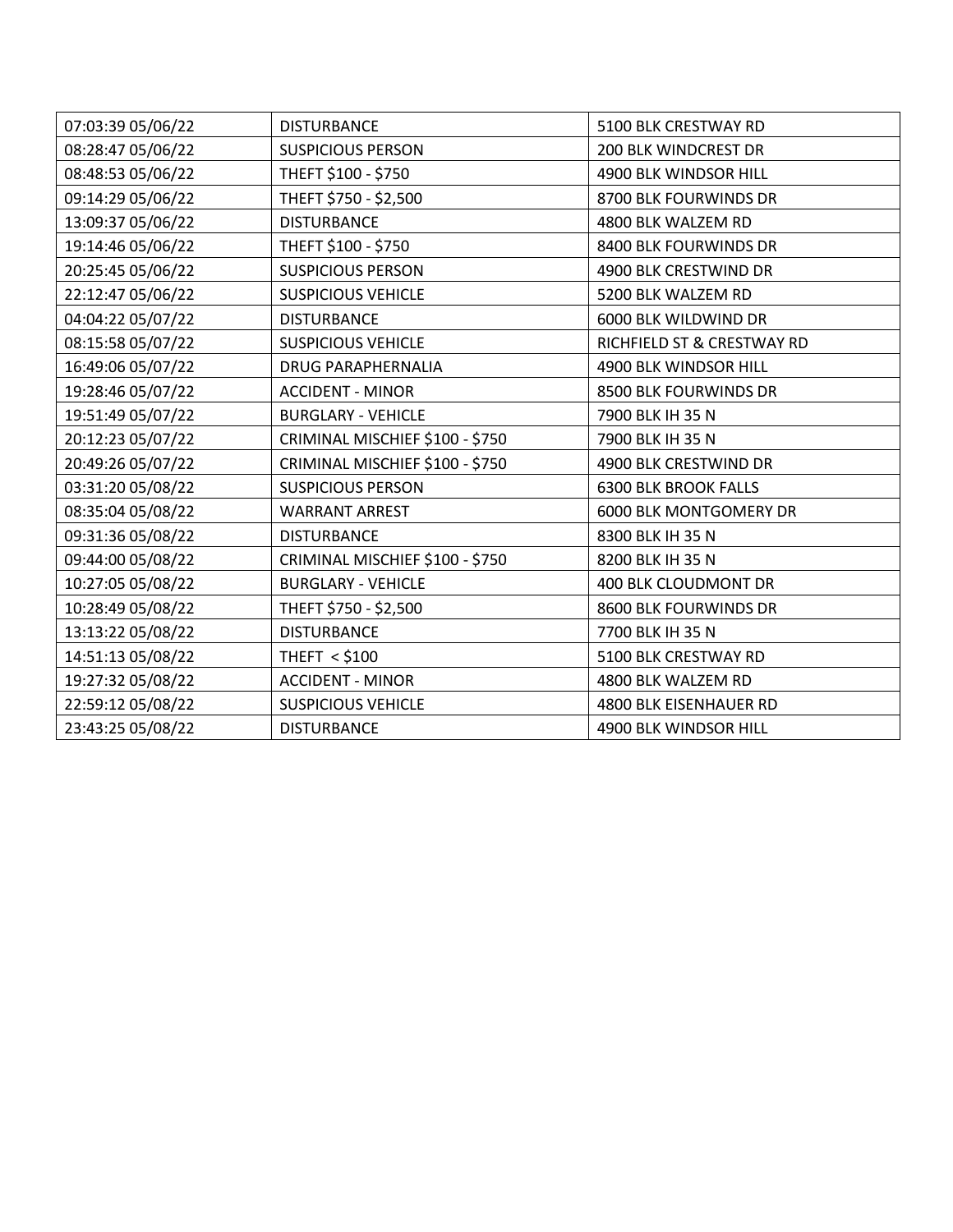| | | |
|---|---|---|
| 07:03:39 05/06/22 | DISTURBANCE | 5100 BLK CRESTWAY RD |
| 08:28:47 05/06/22 | SUSPICIOUS PERSON | 200 BLK WINDCREST DR |
| 08:48:53 05/06/22 | THEFT $100 - $750 | 4900 BLK WINDSOR HILL |
| 09:14:29 05/06/22 | THEFT $750 - $2,500 | 8700 BLK FOURWINDS DR |
| 13:09:37 05/06/22 | DISTURBANCE | 4800 BLK WALZEM RD |
| 19:14:46 05/06/22 | THEFT $100 - $750 | 8400 BLK FOURWINDS DR |
| 20:25:45 05/06/22 | SUSPICIOUS PERSON | 4900 BLK CRESTWIND DR |
| 22:12:47 05/06/22 | SUSPICIOUS VEHICLE | 5200 BLK WALZEM RD |
| 04:04:22 05/07/22 | DISTURBANCE | 6000 BLK WILDWIND DR |
| 08:15:58 05/07/22 | SUSPICIOUS VEHICLE | RICHFIELD ST & CRESTWAY RD |
| 16:49:06 05/07/22 | DRUG PARAPHERNALIA | 4900 BLK WINDSOR HILL |
| 19:28:46 05/07/22 | ACCIDENT - MINOR | 8500 BLK FOURWINDS DR |
| 19:51:49 05/07/22 | BURGLARY - VEHICLE | 7900 BLK IH 35 N |
| 20:12:23 05/07/22 | CRIMINAL MISCHIEF $100 - $750 | 7900 BLK IH 35 N |
| 20:49:26 05/07/22 | CRIMINAL MISCHIEF $100 - $750 | 4900 BLK CRESTWIND DR |
| 03:31:20 05/08/22 | SUSPICIOUS PERSON | 6300 BLK BROOK FALLS |
| 08:35:04 05/08/22 | WARRANT ARREST | 6000 BLK MONTGOMERY DR |
| 09:31:36 05/08/22 | DISTURBANCE | 8300 BLK IH 35 N |
| 09:44:00 05/08/22 | CRIMINAL MISCHIEF $100 - $750 | 8200 BLK IH 35 N |
| 10:27:05 05/08/22 | BURGLARY - VEHICLE | 400 BLK CLOUDMONT DR |
| 10:28:49 05/08/22 | THEFT $750 - $2,500 | 8600 BLK FOURWINDS DR |
| 13:13:22 05/08/22 | DISTURBANCE | 7700 BLK IH 35 N |
| 14:51:13 05/08/22 | THEFT < $100 | 5100 BLK CRESTWAY RD |
| 19:27:32 05/08/22 | ACCIDENT - MINOR | 4800 BLK WALZEM RD |
| 22:59:12 05/08/22 | SUSPICIOUS VEHICLE | 4800 BLK EISENHAUER RD |
| 23:43:25 05/08/22 | DISTURBANCE | 4900 BLK WINDSOR HILL |